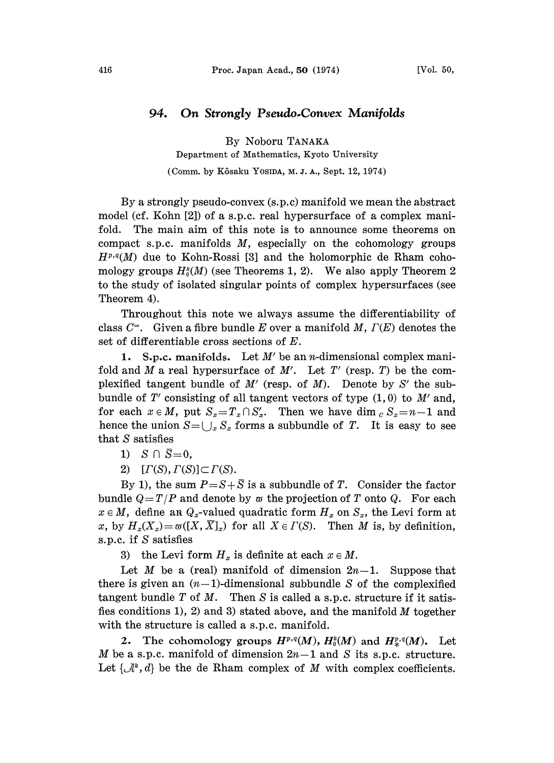# 94. On Strongly Pseudo-Convex Manifolds

By Noboru TANAKA

Department of Mathematics, Kyoto University

(Comm. by Kôsaku YOSIDA, M. J. A., Sept. 12, 1974)

By a strongly pseudo-convex (s.p.c) manifold we mean the abstract model (cf. Kohn [2]) of a s.p.c. real hypersurface of a complex manifold. The main aim of this note is to announce some theorems on compact s.p.c. manifolds $M$, especially on the cohomology groups $H^{p,q}(M)$ due to Kohn-Rossi [3] and the holomorphic de Rham cohomology groups $H_0^k(M)$ (see Theorems 1, 2). We also apply Theorem 2 to the study of isolated singular points of complex hypersurfaces (see Theorem 4).

Throughout this note we always assume the differentiability of class $C^\infty$. Given a fibre bundle $E$ over a manifold $M$, $\Gamma(E)$ denotes the set of differentiable cross sections of $E$.

**1. S.p.c. manifolds.** Let $M'$ be an $n$-dimensional complex manifold and $M$ a real hypersurface of $M'$. Let $T'$ (resp. $T$) be the complexified tangent bundle of $M'$ (resp. of $M$). Denote by $S'$ the subbundle of $T'$ consisting of all tangent vectors of type $(1,0)$ to $M'$ and, for each $x \in M$, put $S_x = T_x \cap S'_x$. Then we have $\dim_C S_x = n-1$ and hence the union $S = \bigcup_x S_x$ forms a subbundle of $T$. It is easy to see that $S$ satisfies

1) $S \cap \bar{S} = 0$,

2) $[\Gamma(S), \Gamma(S)] \subset \Gamma(S)$.

By 1), the sum $P = S + \bar{S}$ is a subbundle of $T$. Consider the factor bundle $Q = T/P$ and denote by $\varpi$ the projection of $T$ onto $Q$. For each $x \in M$, define an $Q_x$-valued quadratic form $H_x$ on $S_x$, the Levi form at $x$, by $H_x(X_x) = \varpi([X, \bar{X}]_x)$ for all $X \in \Gamma(S)$. Then $M$ is, by definition, s.p.c. if $S$ satisfies

3) the Levi form $H_x$ is definite at each $x \in M$.

Let $M$ be a (real) manifold of dimension $2n-1$. Suppose that there is given an $(n-1)$-dimensional subbundle $S$ of the complexified tangent bundle $T$ of $M$. Then $S$ is called a s.p.c. structure if it satisfies conditions 1), 2) and 3) stated above, and the manifold $M$ together with the structure is called a s.p.c. manifold.

**2. The cohomology groups $H^{p,q}(M)$, $H_0^k(M)$ and $H_*^{p,q}(M)$.** Let $M$ be a s.p.c. manifold of dimension $2n-1$ and $S$ its s.p.c. structure. Let $\{\mathcal{A}^k, d\}$ be the de Rham complex of $M$ with complex coefficients.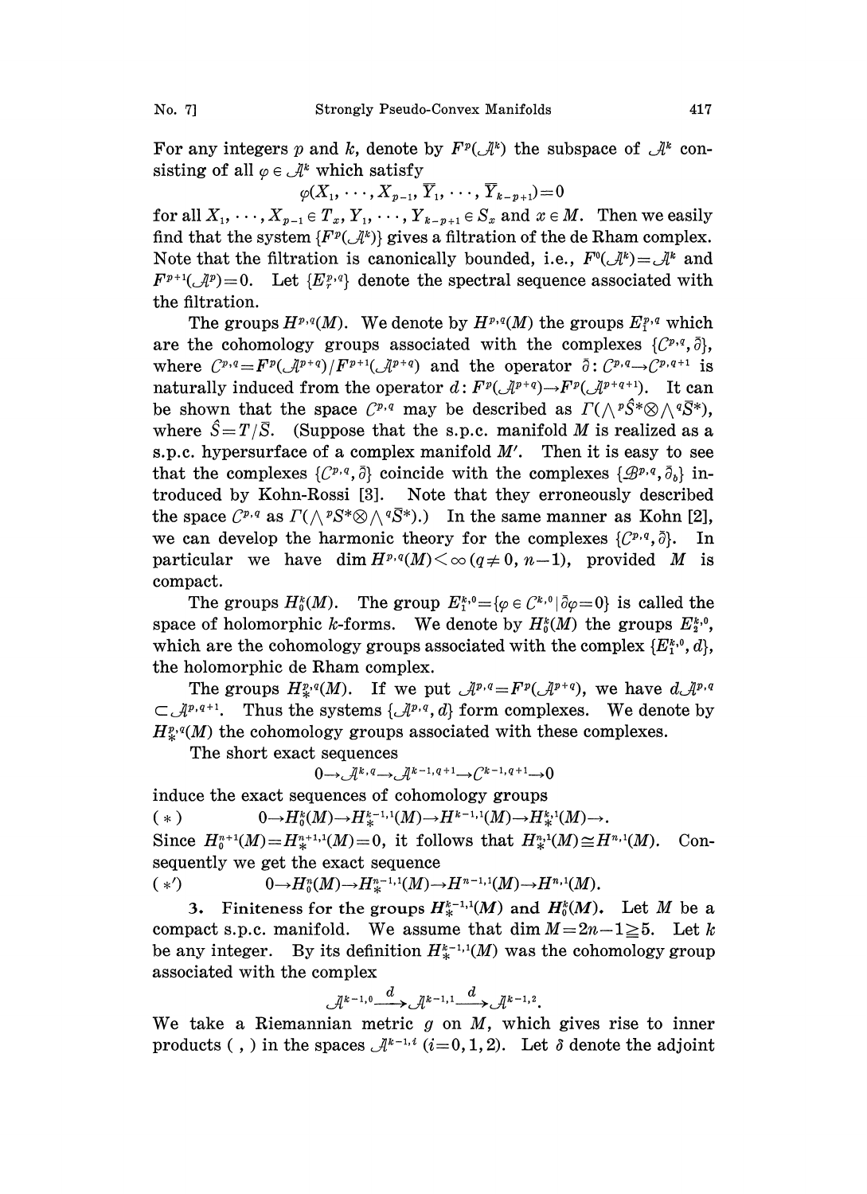For any integers $p$ and $k$, denote by $F^p(\mathcal{A}^k)$ the subspace of $\mathcal{A}^k$ consisting of all $\varphi \in \mathcal{A}^k$ which satisfy

$$\varphi(X_1, \cdots, X_{p-1}, \overline{Y}_1, \cdots, \overline{Y}_{k-p+1}) = 0$$

for all $X_1, \cdots, X_{p-1} \in T_x$, $Y_1, \cdots, Y_{k-p+1} \in S_x$ and $x \in M$. Then we easily find that the system $\{F^p(\mathcal{A}^k)\}$ gives a filtration of the de Rham complex. Note that the filtration is canonically bounded, i.e., $F^0(\mathcal{A}^k) = \mathcal{A}^k$ and $F^{p+1}(\mathcal{A}^p) = 0$. Let $\{E_r^{p,q}\}$ denote the spectral sequence associated with the filtration.

The groups $H^{p,q}(M)$. We denote by $H^{p,q}(M)$ the groups $E_1^{p,q}$ which are the cohomology groups associated with the complexes $\{C^{p,q}, \bar{\partial}\}$, where $C^{p,q} = F^p(\mathcal{A}^{p+q})/F^{p+1}(\mathcal{A}^{p+q})$ and the operator $\bar{\partial}: C^{p,q} \to C^{p,q+1}$ is naturally induced from the operator $d: F^p(\mathcal{A}^{p+q}) \to F^p(\mathcal{A}^{p+q+1})$. It can be shown that the space $C^{p,q}$ may be described as $\Gamma(\wedge^p \hat{S}^* \otimes \wedge^q \bar{S}^*)$, where $\hat{S} = T/\bar{S}$. (Suppose that the s.p.c. manifold $M$ is realized as a s.p.c. hypersurface of a complex manifold $M'$. Then it is easy to see that the complexes $\{C^{p,q}, \bar{\partial}\}$ coincide with the complexes $\{\mathcal{B}^{p,q}, \bar{\partial}_b\}$ introduced by Kohn-Rossi [3]. Note that they erroneously described the space $C^{p,q}$ as $\Gamma(\wedge^p S^* \otimes \wedge^q \bar{S}^*)$.) In the same manner as Kohn [2], we can develop the harmonic theory for the complexes $\{C^{p,q}, \bar{\partial}\}$. In particular we have $\dim H^{p,q}(M) < \infty$ $(q \neq 0, n-1)$, provided $M$ is compact.

The groups $H_0^k(M)$. The group $E_1^{k,0} = \{\varphi \in C^{k,0} \mid \bar{\partial}\varphi = 0\}$ is called the space of holomorphic $k$-forms. We denote by $H_0^k(M)$ the groups $E_2^{k,0}$, which are the cohomology groups associated with the complex $\{E_1^{k,0}, d\}$, the holomorphic de Rham complex.

The groups $H_*^{p,q}(M)$. If we put $\mathcal{A}^{p,q} = F^p(\mathcal{A}^{p+q})$, we have $d\mathcal{A}^{p,q} \subset \mathcal{A}^{p,q+1}$. Thus the systems $\{\mathcal{A}^{p,q}, d\}$ form complexes. We denote by $H_*^{p,q}(M)$ the cohomology groups associated with these complexes.

The short exact sequences

$$0 \to \mathcal{A}^{k,q} \to \mathcal{A}^{k-1,q+1} \to C^{k-1,q+1} \to 0$$

induce the exact sequences of cohomology groups

$$(*) \qquad 0 \to H_0^k(M) \to H_*^{k-1,1}(M) \to H^{k-1,1}(M) \to H_*^{k,1}(M) \to.$$

Since $H_0^{n+1}(M) = H_*^{n+1,1}(M) = 0$, it follows that $H_*^{n,1}(M) \cong H^{n,1}(M)$. Consequently we get the exact sequence

$$(*') \qquad 0 \to H_0^n(M) \to H_*^{n-1,1}(M) \to H^{n-1,1}(M) \to H^{n,1}(M).$$

**3. Finiteness for the groups $H_*^{k-1,1}(M)$ and $H_0^k(M)$.** Let $M$ be a compact s.p.c. manifold. We assume that $\dim M = 2n-1 \geq 5$. Let $k$ be any integer. By its definition $H_*^{k-1,1}(M)$ was the cohomology group associated with the complex

$$\mathcal{A}^{k-1,0} \xrightarrow{\ d\ } \mathcal{A}^{k-1,1} \xrightarrow{\ d\ } \mathcal{A}^{k-1,2}.$$

We take a Riemannian metric $g$ on $M$, which gives rise to inner products $(\ ,\ )$ in the spaces $\mathcal{A}^{k-1,i}$ $(i=0,1,2)$. Let $\delta$ denote the adjoint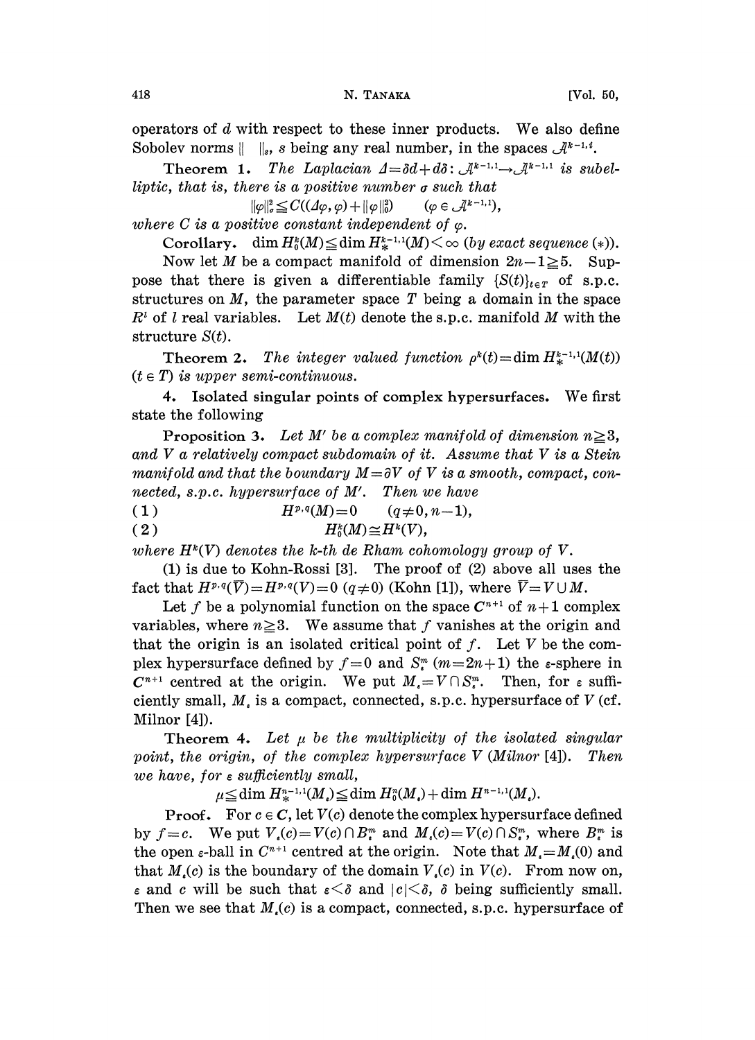operators of $d$ with respect to these inner products. We also define Sobolev norms $\| \quad \|_s$, $s$ being any real number, in the spaces $\mathcal{A}^{k-1,t}$.

**Theorem 1.** *The Laplacian $\Delta = \delta d + d\delta : \mathcal{A}^{k-1,1} \to \mathcal{A}^{k-1,1}$ is subelliptic, that is, there is a positive number $\sigma$ such that*

$$\|\varphi\|_\sigma^2 \leqq C((\Delta\varphi, \varphi) + \|\varphi\|_0^2) \qquad (\varphi \in \mathcal{A}^{k-1,1}),$$

*where $C$ is a positive constant independent of $\varphi$.*

**Corollary.** $\dim H_0^k(M) \leqq \dim H_*^{k-1,1}(M) < \infty$ (*by exact sequence* $(*)$).

Now let $M$ be a compact manifold of dimension $2n-1 \geqq 5$. Suppose that there is given a differentiable family $\{S(t)\}_{t \in T}$ of s.p.c. structures on $M$, the parameter space $T$ being a domain in the space $R^l$ of $l$ real variables. Let $M(t)$ denote the s.p.c. manifold $M$ with the structure $S(t)$.

**Theorem 2.** *The integer valued function $\rho^k(t) = \dim H_*^{k-1,1}(M(t))$ $(t \in T)$ is upper semi-continuous.*

## 4. Isolated singular points of complex hypersurfaces.

We first state the following

**Proposition 3.** *Let $M'$ be a complex manifold of dimension $n \geqq 3$, and $V$ a relatively compact subdomain of it. Assume that $V$ is a Stein manifold and that the boundary $M = \partial V$ of $V$ is a smooth, compact, connected, s.p.c. hypersurface of $M'$. Then we have*

$$(1) \qquad H^{p,q}(M) = 0 \qquad (q \neq 0, n-1),$$

$$(2) \qquad H_0^k(M) \cong H^k(V),$$

*where $H^k(V)$ denotes the $k$-th de Rham cohomology group of $V$.*

(1) is due to Kohn-Rossi [3]. The proof of (2) above all uses the fact that $H^{p,q}(\bar{V}) = H^{p,q}(V) = 0$ $(q \neq 0)$ (Kohn [1]), where $\bar{V} = V \cup M$.

Let $f$ be a polynomial function on the space $C^{n+1}$ of $n+1$ complex variables, where $n \geqq 3$. We assume that $f$ vanishes at the origin and that the origin is an isolated critical point of $f$. Let $V$ be the complex hypersurface defined by $f=0$ and $S_\varepsilon^m$ $(m = 2n+1)$ the $\varepsilon$-sphere in $C^{n+1}$ centred at the origin. We put $M_\varepsilon = V \cap S_\varepsilon^m$. Then, for $\varepsilon$ sufficiently small, $M_\varepsilon$ is a compact, connected, s.p.c. hypersurface of $V$ (cf. Milnor [4]).

**Theorem 4.** *Let $\mu$ be the multiplicity of the isolated singular point, the origin, of the complex hypersurface $V$ (Milnor [4]). Then we have, for $\varepsilon$ sufficiently small,*

$$\mu \leqq \dim H_*^{n-1,1}(M_\varepsilon) \leqq \dim H_0^n(M_\varepsilon) + \dim H^{n-1,1}(M_\varepsilon).$$

**Proof.** For $c \in C$, let $V(c)$ denote the complex hypersurface defined by $f = c$. We put $V_\varepsilon(c) = V(c) \cap B_\varepsilon^m$ and $M_\varepsilon(c) = V(c) \cap S_\varepsilon^m$, where $B_\varepsilon^m$ is the open $\varepsilon$-ball in $C^{n+1}$ centred at the origin. Note that $M_\varepsilon = M_\varepsilon(0)$ and that $M_\varepsilon(c)$ is the boundary of the domain $V_\varepsilon(c)$ in $V(c)$. From now on, $\varepsilon$ and $c$ will be such that $\varepsilon < \delta$ and $|c| < \delta$, $\delta$ being sufficiently small. Then we see that $M_\varepsilon(c)$ is a compact, connected, s.p.c. hypersurface of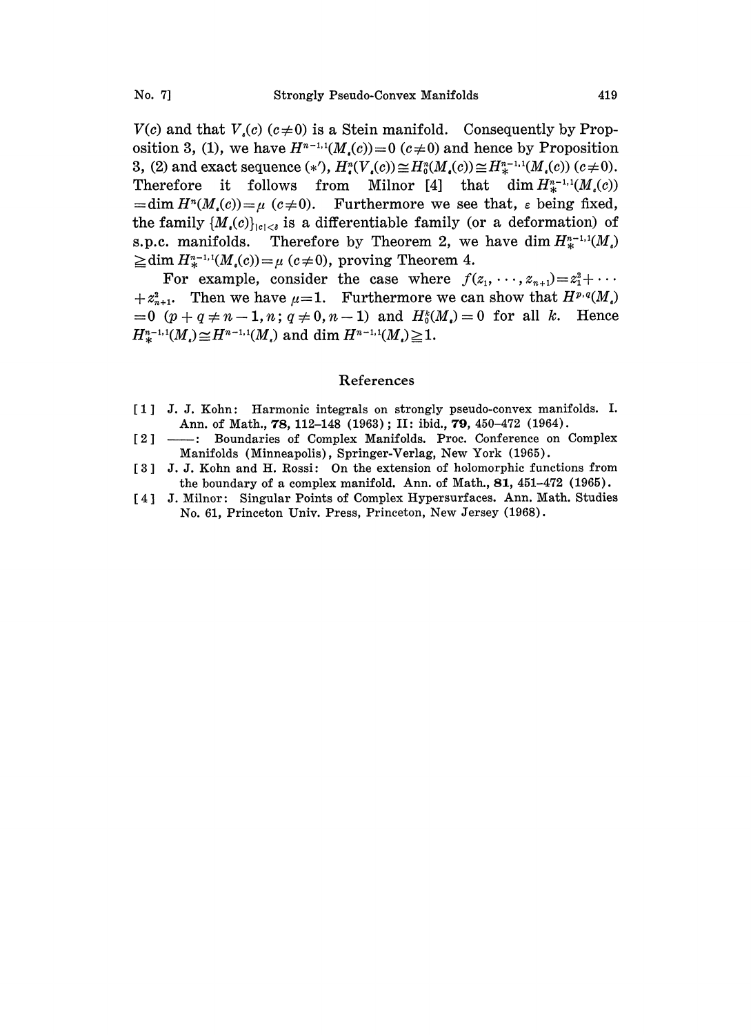$V(c)$ and that $V_\varepsilon(c)$ $(c \neq 0)$ is a Stein manifold. Consequently by Proposition 3, (1), we have $H^{n-1,1}(M_\varepsilon(c))=0$ $(c \neq 0)$ and hence by Proposition 3, (2) and exact sequence $(*')$, $H^n_\varepsilon(V_\varepsilon(c)) \cong H^n_0(M_\varepsilon(c)) \cong H^{n-1,1}_*(M_\varepsilon(c))$ $(c \neq 0)$. Therefore it follows from Milnor [4] that $\dim H^{n-1,1}_*(M_\varepsilon(c)) = \dim H^n(M_\varepsilon(c)) = \mu$ $(c \neq 0)$. Furthermore we see that, $\varepsilon$ being fixed, the family $\{M_\varepsilon(c)\}_{|c|<\delta}$ is a differentiable family (or a deformation) of s.p.c. manifolds. Therefore by Theorem 2, we have $\dim H^{n-1,1}_*(M_\varepsilon) \geqq \dim H^{n-1,1}_*(M_\varepsilon(c)) = \mu$ $(c \neq 0)$, proving Theorem 4.

For example, consider the case where $f(z_1, \cdots, z_{n+1}) = z_1^2 + \cdots + z_{n+1}^2$. Then we have $\mu=1$. Furthermore we can show that $H^{p,q}(M_\varepsilon) = 0$ $(p+q \neq n-1, n;\ q \neq 0, n-1)$ and $H^k_0(M_\varepsilon)=0$ for all $k$. Hence $H^{n-1,1}_*(M_\varepsilon) \cong H^{n-1,1}(M_\varepsilon)$ and $\dim H^{n-1,1}(M_\varepsilon) \geqq 1$.

## References

[1] J. J. Kohn: Harmonic integrals on strongly pseudo-convex manifolds. I. Ann. of Math., **78**, 112–148 (1963); II: ibid., **79**, 450–472 (1964).

[2] ——: Boundaries of Complex Manifolds. Proc. Conference on Complex Manifolds (Minneapolis), Springer-Verlag, New York (1965).

[3] J. J. Kohn and H. Rossi: On the extension of holomorphic functions from the boundary of a complex manifold. Ann. of Math., **81**, 451–472 (1965).

[4] J. Milnor: Singular Points of Complex Hypersurfaces. Ann. Math. Studies No. 61, Princeton Univ. Press, Princeton, New Jersey (1968).